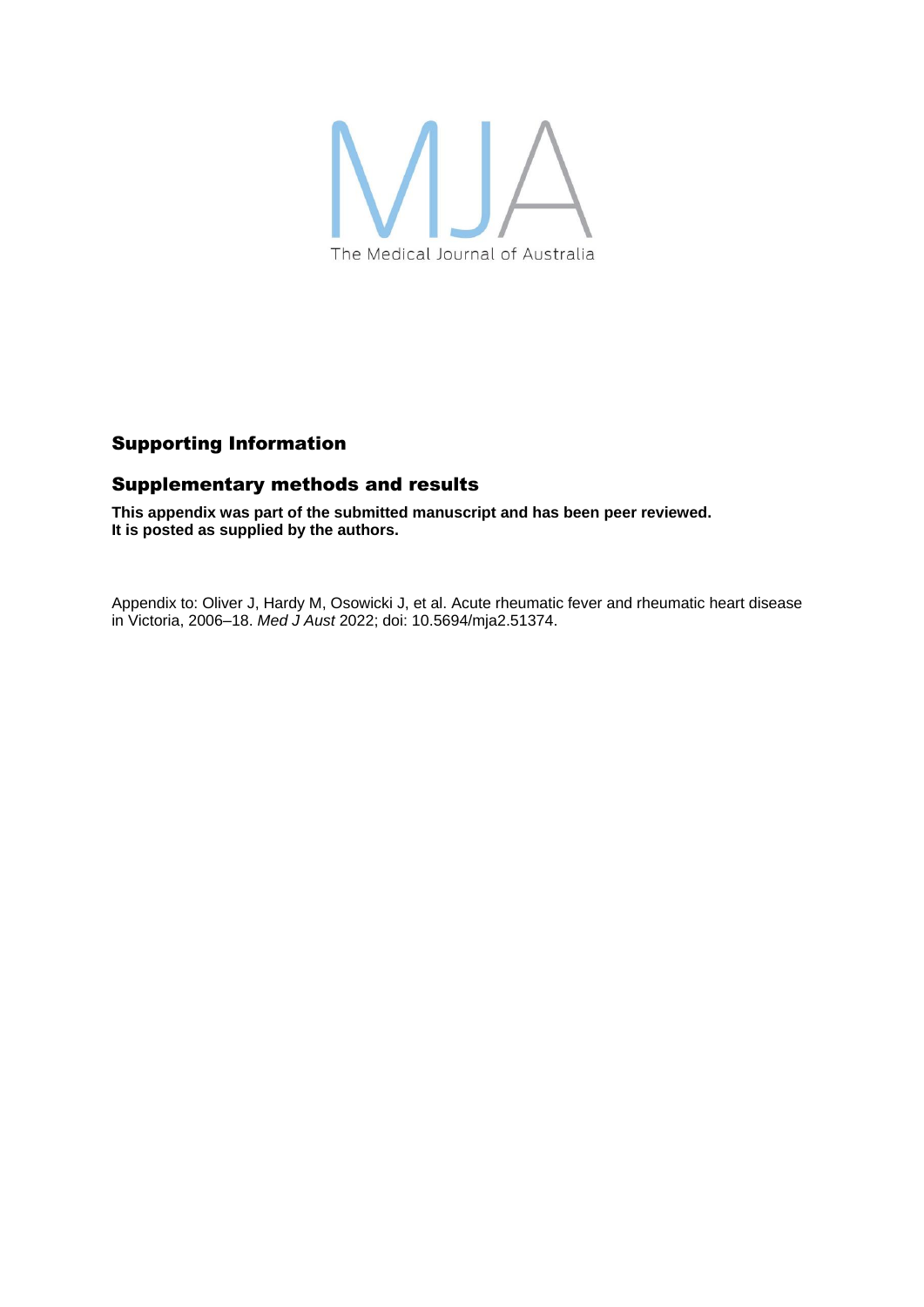MJA

The Medical Journal of Australia

## Supporting Information

## Supplementary methods and results

**This appendix was part of the submitted manuscript and has been peer reviewed.
It is posted as supplied by the authors.**

Appendix to: Oliver J, Hardy M, Osowicki J, et al. Acute rheumatic fever and rheumatic heart disease in Victoria, 2006–18. *Med J Aust* 2022; doi: 10.5694/mja2.51374.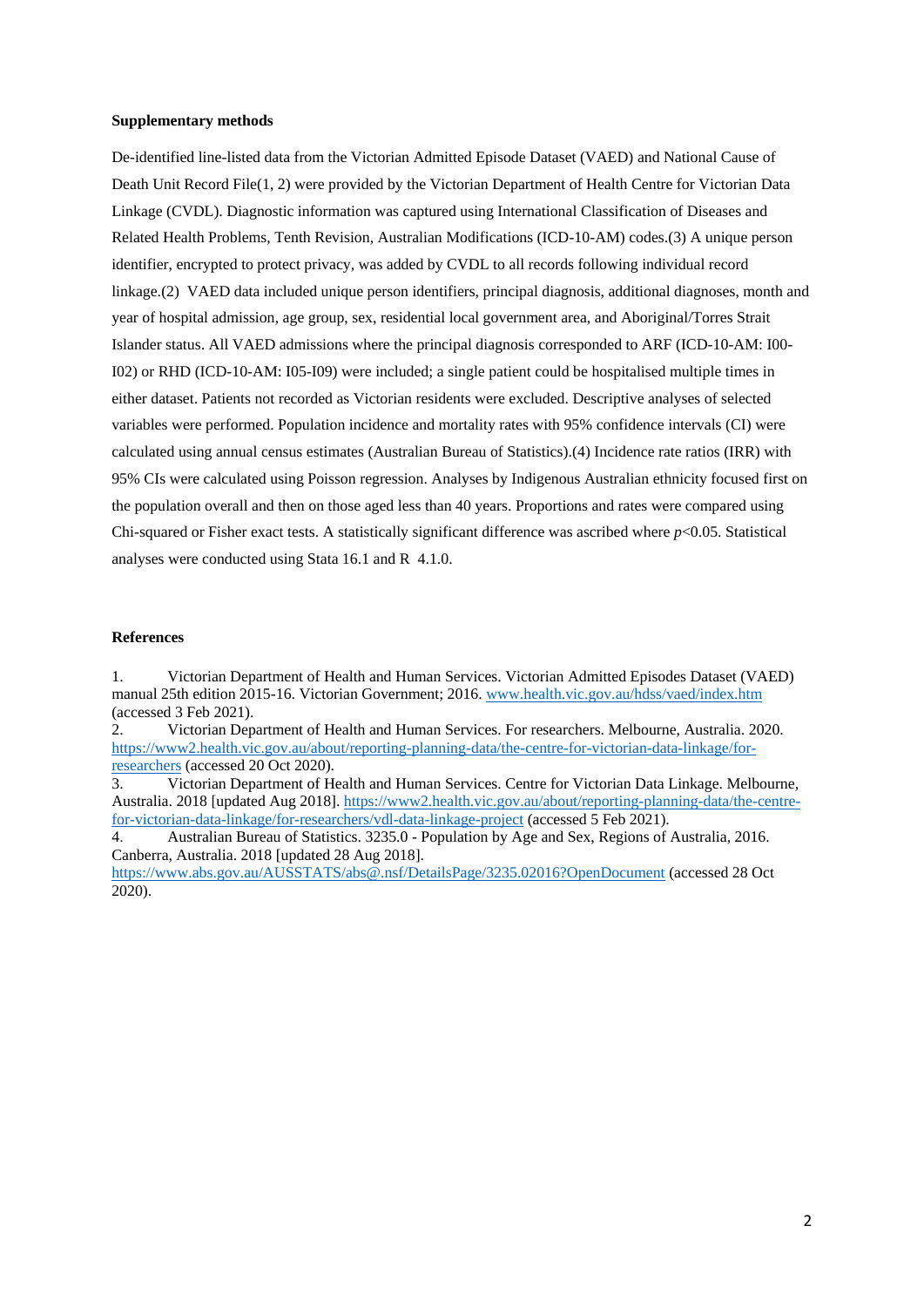**Supplementary methods**

De-identified line-listed data from the Victorian Admitted Episode Dataset (VAED) and National Cause of Death Unit Record File(1, 2) were provided by the Victorian Department of Health Centre for Victorian Data Linkage (CVDL). Diagnostic information was captured using International Classification of Diseases and Related Health Problems, Tenth Revision, Australian Modifications (ICD-10-AM) codes.(3) A unique person identifier, encrypted to protect privacy, was added by CVDL to all records following individual record linkage.(2) VAED data included unique person identifiers, principal diagnosis, additional diagnoses, month and year of hospital admission, age group, sex, residential local government area, and Aboriginal/Torres Strait Islander status. All VAED admissions where the principal diagnosis corresponded to ARF (ICD-10-AM: I00-I02) or RHD (ICD-10-AM: I05-I09) were included; a single patient could be hospitalised multiple times in either dataset. Patients not recorded as Victorian residents were excluded. Descriptive analyses of selected variables were performed. Population incidence and mortality rates with 95% confidence intervals (CI) were calculated using annual census estimates (Australian Bureau of Statistics).(4) Incidence rate ratios (IRR) with 95% CIs were calculated using Poisson regression. Analyses by Indigenous Australian ethnicity focused first on the population overall and then on those aged less than 40 years. Proportions and rates were compared using Chi-squared or Fisher exact tests. A statistically significant difference was ascribed where $p<0.05$. Statistical analyses were conducted using Stata 16.1 and R 4.1.0.

**References**

1. Victorian Department of Health and Human Services. Victorian Admitted Episodes Dataset (VAED) manual 25th edition 2015-16. Victorian Government; 2016. www.health.vic.gov.au/hdss/vaed/index.htm (accessed 3 Feb 2021).
2. Victorian Department of Health and Human Services. For researchers. Melbourne, Australia. 2020. https://www2.health.vic.gov.au/about/reporting-planning-data/the-centre-for-victorian-data-linkage/for-researchers (accessed 20 Oct 2020).
3. Victorian Department of Health and Human Services. Centre for Victorian Data Linkage. Melbourne, Australia. 2018 [updated Aug 2018]. https://www2.health.vic.gov.au/about/reporting-planning-data/the-centre-for-victorian-data-linkage/for-researchers/vdl-data-linkage-project (accessed 5 Feb 2021).
4. Australian Bureau of Statistics. 3235.0 - Population by Age and Sex, Regions of Australia, 2016. Canberra, Australia. 2018 [updated 28 Aug 2018]. https://www.abs.gov.au/AUSSTATS/abs@.nsf/DetailsPage/3235.02016?OpenDocument (accessed 28 Oct 2020).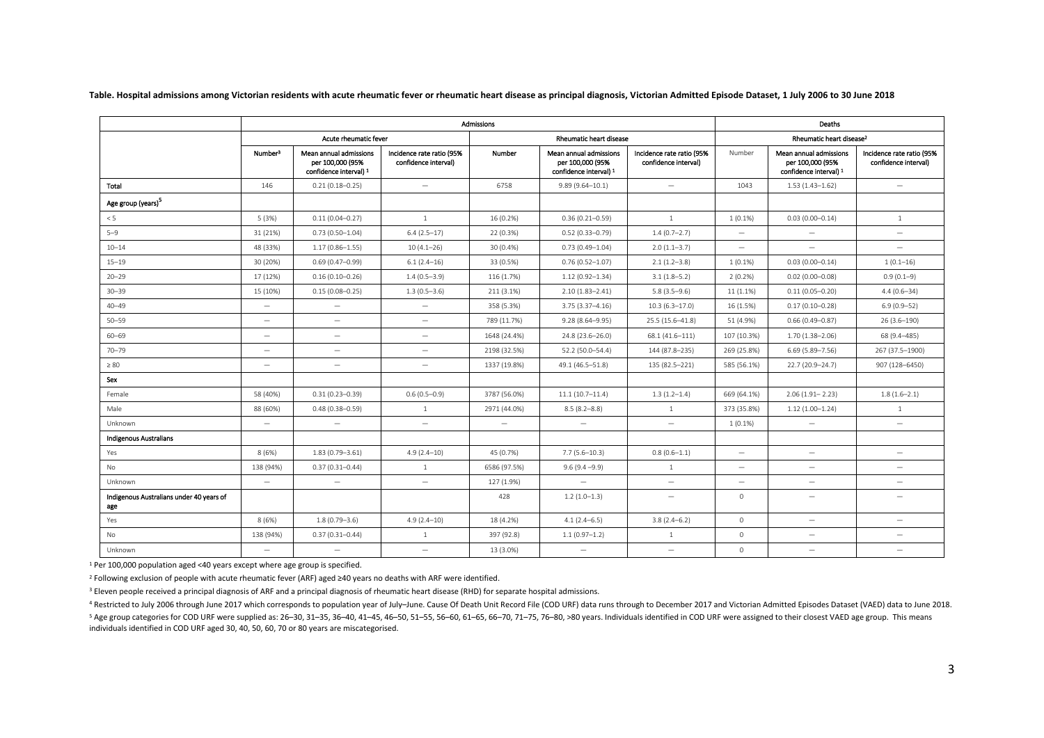**Table. Hospital admissions among Victorian residents with acute rheumatic fever or rheumatic heart disease as principal diagnosis, Victorian Admitted Episode Dataset, 1 July 2006 to 30 June 2018**

| | Admissions | | | | | | Deaths | | |
|---|---|---|---|---|---|---|---|---|---|
| | Acute rheumatic fever | | | Rheumatic heart disease | | | Rheumatic heart disease[2] | | |
| | Number[3] | Mean annual admissions per 100,000 (95% confidence interval) [1] | Incidence rate ratio (95% confidence interval) | Number | Mean annual admissions per 100,000 (95% confidence interval) [1] | Incidence rate ratio (95% confidence interval) | Number | Mean annual admissions per 100,000 (95% confidence interval) [1] | Incidence rate ratio (95% confidence interval) |
| Total | 146 | 0.21 (0.18–0.25) | — | 6758 | 9.89 (9.64–10.1) | — | 1043 | 1.53 (1.43–1.62) | — |
| Age group (years)[5] | | | | | | | | | |
| < 5 | 5 (3%) | 0.11 (0.04–0.27) | 1 | 16 (0.2%) | 0.36 (0.21–0.59) | 1 | 1 (0.1%) | 0.03 (0.00–0.14) | 1 |
| 5–9 | 31 (21%) | 0.73 (0.50–1.04) | 6.4 (2.5–17) | 22 (0.3%) | 0.52 (0.33–0.79) | 1.4 (0.7–2.7) | — | — | — |
| 10–14 | 48 (33%) | 1.17 (0.86–1.55) | 10 (4.1–26) | 30 (0.4%) | 0.73 (0.49–1.04) | 2.0 (1.1–3.7) | — | — | — |
| 15–19 | 30 (20%) | 0.69 (0.47–0.99) | 6.1 (2.4–16) | 33 (0.5%) | 0.76 (0.52–1.07) | 2.1 (1.2–3.8) | 1 (0.1%) | 0.03 (0.00–0.14) | 1 (0.1–16) |
| 20–29 | 17 (12%) | 0.16 (0.10–0.26) | 1.4 (0.5–3.9) | 116 (1.7%) | 1.12 (0.92–1.34) | 3.1 (1.8–5.2) | 2 (0.2%) | 0.02 (0.00–0.08) | 0.9 (0.1–9) |
| 30–39 | 15 (10%) | 0.15 (0.08–0.25) | 1.3 (0.5–3.6) | 211 (3.1%) | 2.10 (1.83–2.41) | 5.8 (3.5–9.6) | 11 (1.1%) | 0.11 (0.05–0.20) | 4.4 (0.6–34) |
| 40–49 | — | — | — | 358 (5.3%) | 3.75 (3.37–4.16) | 10.3 (6.3–17.0) | 16 (1.5%) | 0.17 (0.10–0.28) | 6.9 (0.9–52) |
| 50–59 | — | — | — | 789 (11.7%) | 9.28 (8.64–9.95) | 25.5 (15.6–41.8) | 51 (4.9%) | 0.66 (0.49–0.87) | 26 (3.6–190) |
| 60–69 | — | — | — | 1648 (24.4%) | 24.8 (23.6–26.0) | 68.1 (41.6–111) | 107 (10.3%) | 1.70 (1.38–2.06) | 68 (9.4–485) |
| 70–79 | — | — | — | 2198 (32.5%) | 52.2 (50.0–54.4) | 144 (87.8–235) | 269 (25.8%) | 6.69 (5.89–7.56) | 267 (37.5–1900) |
| ≥ 80 | — | — | — | 1337 (19.8%) | 49.1 (46.5–51.8) | 135 (82.5–221) | 585 (56.1%) | 22.7 (20.9–24.7) | 907 (128–6450) |
| Sex | | | | | | | | | |
| Female | 58 (40%) | 0.31 (0.23–0.39) | 0.6 (0.5–0.9) | 3787 (56.0%) | 11.1 (10.7–11.4) | 1.3 (1.2–1.4) | 669 (64.1%) | 2.06 (1.91– 2.23) | 1.8 (1.6–2.1) |
| Male | 88 (60%) | 0.48 (0.38–0.59) | 1 | 2971 (44.0%) | 8.5 (8.2–8.8) | 1 | 373 (35.8%) | 1.12 (1.00–1.24) | 1 |
| Unknown | — | — | — | — | — | — | 1 (0.1%) | — | — |
| Indigenous Australians | | | | | | | | | |
| Yes | 8 (6%) | 1.83 (0.79–3.61) | 4.9 (2.4–10) | 45 (0.7%) | 7.7 (5.6–10.3) | 0.8 (0.6–1.1) | — | — | — |
| No | 138 (94%) | 0.37 (0.31–0.44) | 1 | 6586 (97.5%) | 9.6 (9.4 –9.9) | 1 | — | — | — |
| Unknown | — | — | — | 127 (1.9%) | — | — | — | — | — |
| Indigenous Australians under 40 years of age | | | | 428 | 1.2 (1.0–1.3) | — | 0 | — | — |
| Yes | 8 (6%) | 1.8 (0.79–3.6) | 4.9 (2.4–10) | 18 (4.2%) | 4.1 (2.4–6.5) | 3.8 (2.4–6.2) | 0 | — | — |
| No | 138 (94%) | 0.37 (0.31–0.44) | 1 | 397 (92.8) | 1.1 (0.97–1.2) | 1 | 0 | — | — |
| Unknown | — | — | — | 13 (3.0%) | — | — | 0 | — | — |

[1] Per 100,000 population aged <40 years except where age group is specified.

[2] Following exclusion of people with acute rheumatic fever (ARF) aged ≥40 years no deaths with ARF were identified.

[3] Eleven people received a principal diagnosis of ARF and a principal diagnosis of rheumatic heart disease (RHD) for separate hospital admissions.

[4] Restricted to July 2006 through June 2017 which corresponds to population year of July–June. Cause Of Death Unit Record File (COD URF) data runs through to December 2017 and Victorian Admitted Episodes Dataset (VAED) data to June 2018.

[5] Age group categories for COD URF were supplied as: 26–30, 31–35, 36–40, 41–45, 46–50, 51–55, 56–60, 61–65, 66–70, 71–75, 76–80, >80 years. Individuals identified in COD URF were assigned to their closest VAED age group. This means individuals identified in COD URF aged 30, 40, 50, 60, 70 or 80 years are miscategorised.